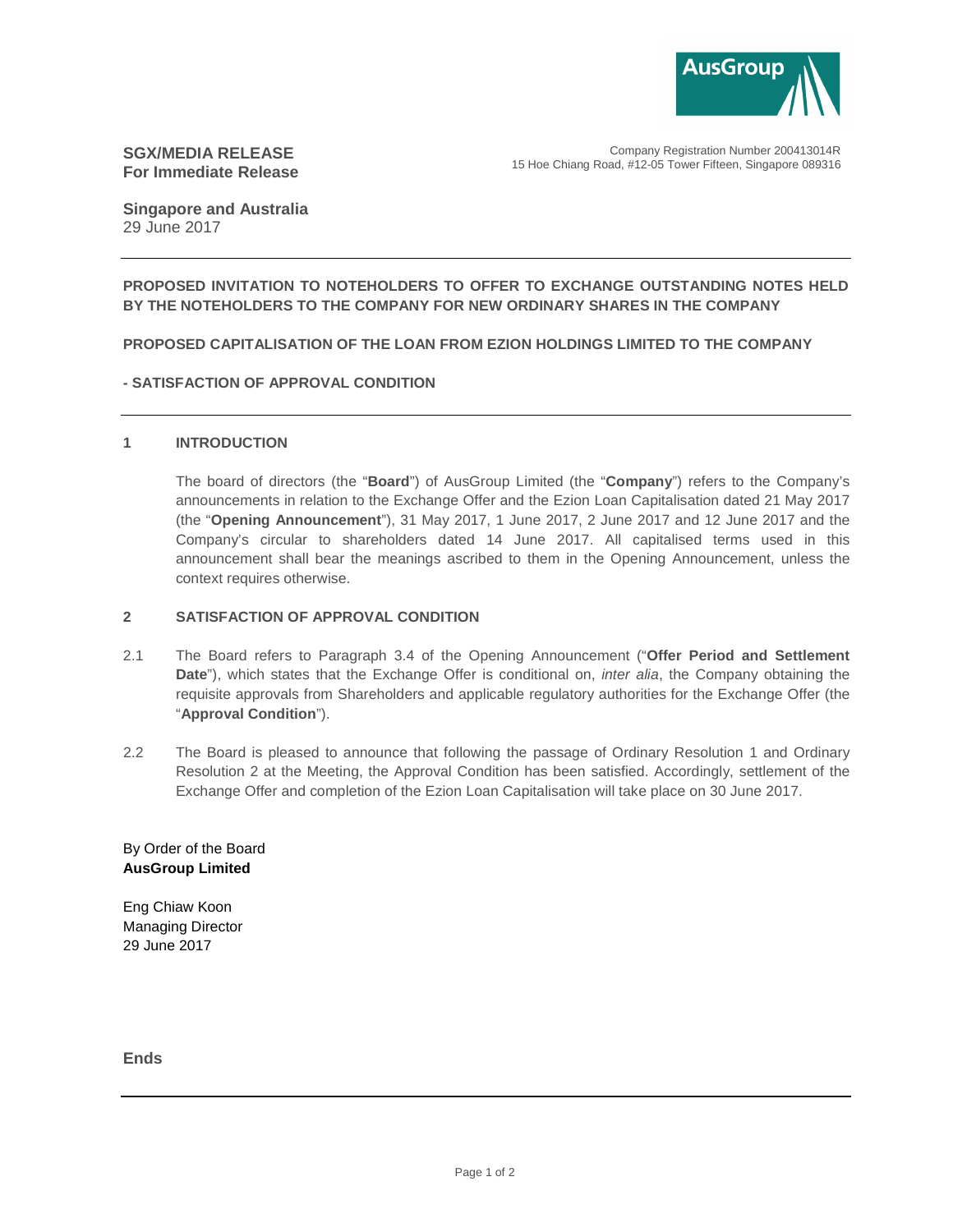**SGX/MEDIA RELEASE**
**For Immediate Release**

Company Registration Number 200413014R
15 Hoe Chiang Road, #12-05 Tower Fifteen, Singapore 089316

**Singapore and Australia**
29 June 2017

---

**PROPOSED INVITATION TO NOTEHOLDERS TO OFFER TO EXCHANGE OUTSTANDING NOTES HELD BY THE NOTEHOLDERS TO THE COMPANY FOR NEW ORDINARY SHARES IN THE COMPANY**

**PROPOSED CAPITALISATION OF THE LOAN FROM EZION HOLDINGS LIMITED TO THE COMPANY**

**- SATISFACTION OF APPROVAL CONDITION**

---

## 1 INTRODUCTION

The board of directors (the "**Board**") of AusGroup Limited (the "**Company**") refers to the Company's announcements in relation to the Exchange Offer and the Ezion Loan Capitalisation dated 21 May 2017 (the "**Opening Announcement**"), 31 May 2017, 1 June 2017, 2 June 2017 and 12 June 2017 and the Company's circular to shareholders dated 14 June 2017. All capitalised terms used in this announcement shall bear the meanings ascribed to them in the Opening Announcement, unless the context requires otherwise.

## 2 SATISFACTION OF APPROVAL CONDITION

2.1 The Board refers to Paragraph 3.4 of the Opening Announcement ("**Offer Period and Settlement Date**"), which states that the Exchange Offer is conditional on, *inter alia*, the Company obtaining the requisite approvals from Shareholders and applicable regulatory authorities for the Exchange Offer (the "**Approval Condition**").

2.2 The Board is pleased to announce that following the passage of Ordinary Resolution 1 and Ordinary Resolution 2 at the Meeting, the Approval Condition has been satisfied. Accordingly, settlement of the Exchange Offer and completion of the Ezion Loan Capitalisation will take place on 30 June 2017.

By Order of the Board
**AusGroup Limited**

Eng Chiaw Koon
Managing Director
29 June 2017

**Ends**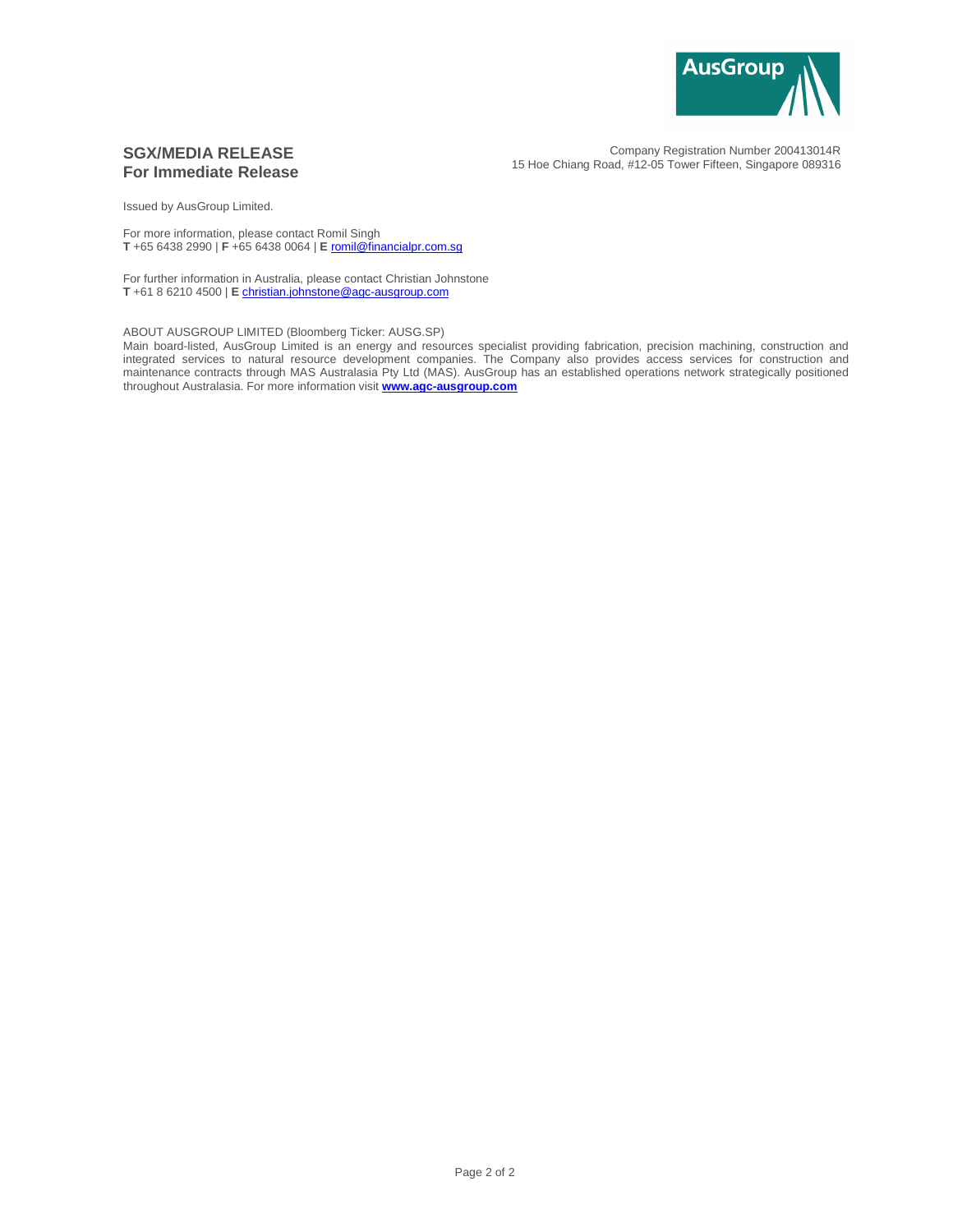**SGX/MEDIA RELEASE**
**For Immediate Release**

Company Registration Number 200413014R
15 Hoe Chiang Road, #12-05 Tower Fifteen, Singapore 089316

Issued by AusGroup Limited.

For more information, please contact Romil Singh
**T** +65 6438 2990 | **F** +65 6438 0064 | **E** romil@financialpr.com.sg

For further information in Australia, please contact Christian Johnstone
**T** +61 8 6210 4500 | **E** christian.johnstone@agc-ausgroup.com

ABOUT AUSGROUP LIMITED (Bloomberg Ticker: AUSG.SP)
Main board-listed, AusGroup Limited is an energy and resources specialist providing fabrication, precision machining, construction and integrated services to natural resource development companies. The Company also provides access services for construction and maintenance contracts through MAS Australasia Pty Ltd (MAS). AusGroup has an established operations network strategically positioned throughout Australasia. For more information visit **www.agc-ausgroup.com**